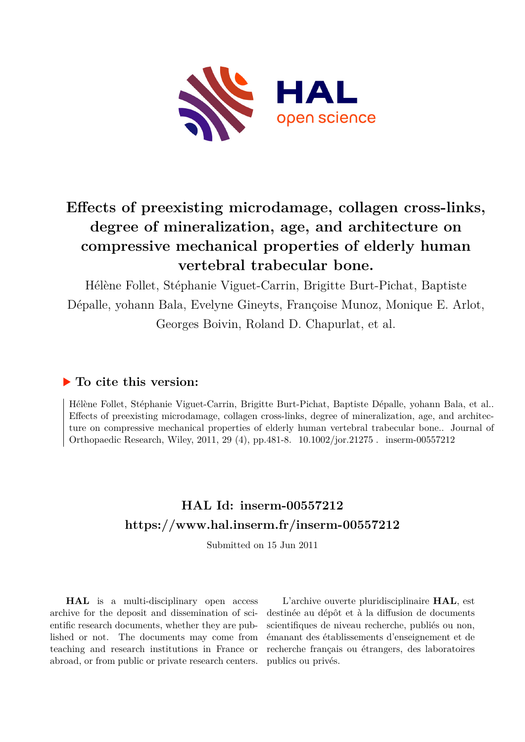# Effects of preexisting microdamage, collagen cross-links, degree of mineralization, age, and architecture on compressive mechanical properties of elderly human vertebral trabecular bone.

Hélène Follet, Stéphanie Viguet-Carrin, Brigitte Burt-Pichat, Baptiste Dépalle, yohann Bala, Evelyne Gineyts, Françoise Munoz, Monique E. Arlot, Georges Boivin, Roland D. Chapurlat, et al.

## ▶ To cite this version:

Hélène Follet, Stéphanie Viguet-Carrin, Brigitte Burt-Pichat, Baptiste Dépalle, yohann Bala, et al.. Effects of preexisting microdamage, collagen cross-links, degree of mineralization, age, and architecture on compressive mechanical properties of elderly human vertebral trabecular bone.. Journal of Orthopaedic Research, Wiley, 2011, 29 (4), pp.481-8. 10.1002/jor.21275 . inserm-00557212

## HAL Id: inserm-00557212
## https://www.hal.inserm.fr/inserm-00557212

Submitted on 15 Jun 2011

**HAL** is a multi-disciplinary open access archive for the deposit and dissemination of scientific research documents, whether they are published or not. The documents may come from teaching and research institutions in France or abroad, or from public or private research centers.

L'archive ouverte pluridisciplinaire **HAL**, est destinée au dépôt et à la diffusion de documents scientifiques de niveau recherche, publiés ou non, émanant des établissements d'enseignement et de recherche français ou étrangers, des laboratoires publics ou privés.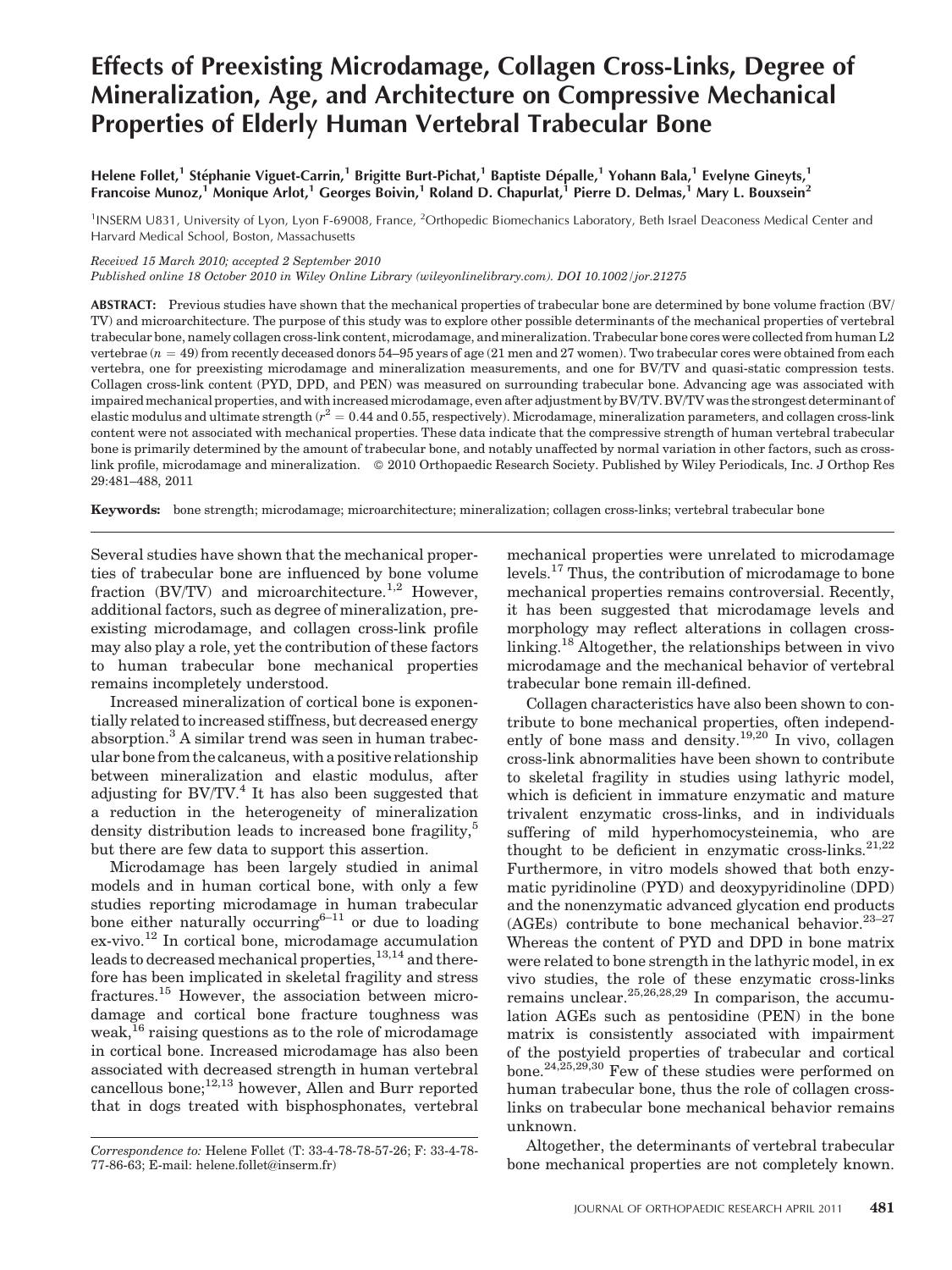# Effects of Preexisting Microdamage, Collagen Cross-Links, Degree of Mineralization, Age, and Architecture on Compressive Mechanical Properties of Elderly Human Vertebral Trabecular Bone

Helene Follet,[1] Stéphanie Viguet-Carrin,[1] Brigitte Burt-Pichat,[1] Baptiste Dépalle,[1] Yohann Bala,[1] Evelyne Gineyts,[1] Francoise Munoz,[1] Monique Arlot,[1] Georges Boivin,[1] Roland D. Chapurlat,[1] Pierre D. Delmas,[1] Mary L. Bouxsein[2]

[1]INSERM U831, University of Lyon, Lyon F-69008, France, [2]Orthopedic Biomechanics Laboratory, Beth Israel Deaconess Medical Center and Harvard Medical School, Boston, Massachusetts

*Received 15 March 2010; accepted 2 September 2010*

*Published online 18 October 2010 in Wiley Online Library (wileyonlinelibrary.com). DOI 10.1002/jor.21275*

**ABSTRACT:** Previous studies have shown that the mechanical properties of trabecular bone are determined by bone volume fraction (BV/TV) and microarchitecture. The purpose of this study was to explore other possible determinants of the mechanical properties of vertebral trabecular bone, namely collagen cross-link content, microdamage, and mineralization. Trabecular bone cores were collected from human L2 vertebrae ($n = 49$) from recently deceased donors 54–95 years of age (21 men and 27 women). Two trabecular cores were obtained from each vertebra, one for preexisting microdamage and mineralization measurements, and one for BV/TV and quasi-static compression tests. Collagen cross-link content (PYD, DPD, and PEN) was measured on surrounding trabecular bone. Advancing age was associated with impaired mechanical properties, and with increased microdamage, even after adjustment by BV/TV. BV/TV was the strongest determinant of elastic modulus and ultimate strength ($r^2 = 0.44$ and $0.55$, respectively). Microdamage, mineralization parameters, and collagen cross-link content were not associated with mechanical properties. These data indicate that the compressive strength of human vertebral trabecular bone is primarily determined by the amount of trabecular bone, and notably unaffected by normal variation in other factors, such as cross-link profile, microdamage and mineralization. © 2010 Orthopaedic Research Society. Published by Wiley Periodicals, Inc. J Orthop Res 29:481–488, 2011

**Keywords:** bone strength; microdamage; microarchitecture; mineralization; collagen cross-links; vertebral trabecular bone

Several studies have shown that the mechanical properties of trabecular bone are influenced by bone volume fraction (BV/TV) and microarchitecture.[1,2] However, additional factors, such as degree of mineralization, preexisting microdamage, and collagen cross-link profile may also play a role, yet the contribution of these factors to human trabecular bone mechanical properties remains incompletely understood.

Increased mineralization of cortical bone is exponentially related to increased stiffness, but decreased energy absorption.[3] A similar trend was seen in human trabecular bone from the calcaneus, with a positive relationship between mineralization and elastic modulus, after adjusting for BV/TV.[4] It has also been suggested that a reduction in the heterogeneity of mineralization density distribution leads to increased bone fragility,[5] but there are few data to support this assertion.

Microdamage has been largely studied in animal models and in human cortical bone, with only a few studies reporting microdamage in human trabecular bone either naturally occurring[6–11] or due to loading ex-vivo.[12] In cortical bone, microdamage accumulation leads to decreased mechanical properties,[13,14] and therefore has been implicated in skeletal fragility and stress fractures.[15] However, the association between microdamage and cortical bone fracture toughness was weak,[16] raising questions as to the role of microdamage in cortical bone. Increased microdamage has also been associated with decreased strength in human vertebral cancellous bone;[12,13] however, Allen and Burr reported that in dogs treated with bisphosphonates, vertebral mechanical properties were unrelated to microdamage levels.[17] Thus, the contribution of microdamage to bone mechanical properties remains controversial. Recently, it has been suggested that microdamage levels and morphology may reflect alterations in collagen cross-linking.[18] Altogether, the relationships between in vivo microdamage and the mechanical behavior of vertebral trabecular bone remain ill-defined.

Collagen characteristics have also been shown to contribute to bone mechanical properties, often independently of bone mass and density.[19,20] In vivo, collagen cross-link abnormalities have been shown to contribute to skeletal fragility in studies using lathyric model, which is deficient in immature enzymatic and mature trivalent enzymatic cross-links, and in individuals suffering of mild hyperhomocysteinemia, who are thought to be deficient in enzymatic cross-links.[21,22] Furthermore, in vitro models showed that both enzymatic pyridinoline (PYD) and deoxypyridinoline (DPD) and the nonenzymatic advanced glycation end products (AGEs) contribute to bone mechanical behavior.[23–27] Whereas the content of PYD and DPD in bone matrix were related to bone strength in the lathyric model, in ex vivo studies, the role of these enzymatic cross-links remains unclear.[25,26,28,29] In comparison, the accumulation AGEs such as pentosidine (PEN) in the bone matrix is consistently associated with impairment of the postyield properties of trabecular and cortical bone.[24,25,29,30] Few of these studies were performed on human trabecular bone, thus the role of collagen cross-links on trabecular bone mechanical behavior remains unknown.

Altogether, the determinants of vertebral trabecular bone mechanical properties are not completely known.

*Correspondence to:* Helene Follet (T: 33-4-78-78-57-26; F: 33-4-78-77-86-63; E-mail: helene.follet@inserm.fr)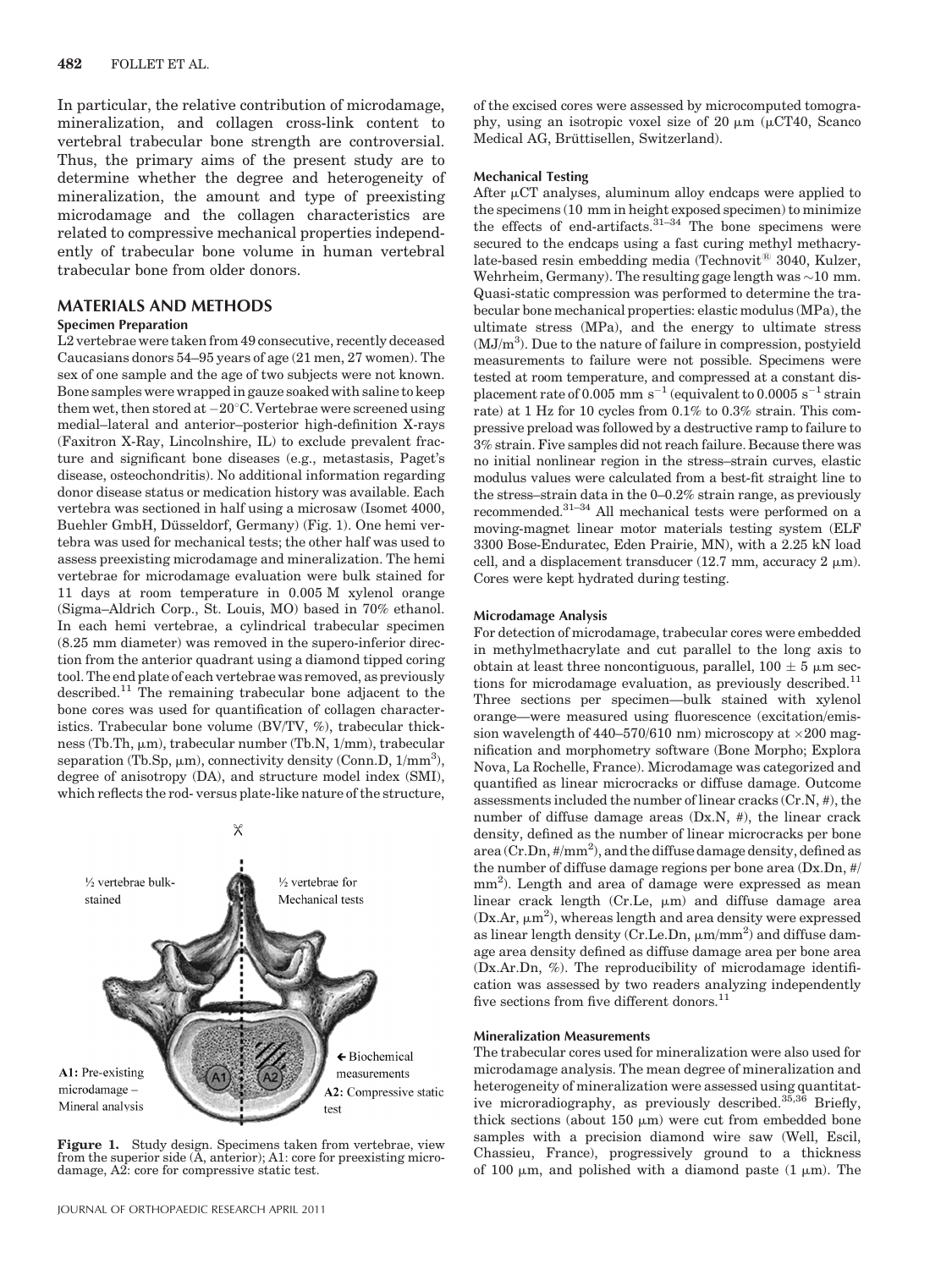In particular, the relative contribution of microdamage, mineralization, and collagen cross-link content to vertebral trabecular bone strength are controversial. Thus, the primary aims of the present study are to determine whether the degree and heterogeneity of mineralization, the amount and type of preexisting microdamage and the collagen characteristics are related to compressive mechanical properties independently of trabecular bone volume in human vertebral trabecular bone from older donors.

## MATERIALS AND METHODS

### Specimen Preparation

L2 vertebrae were taken from 49 consecutive, recently deceased Caucasians donors 54–95 years of age (21 men, 27 women). The sex of one sample and the age of two subjects were not known. Bone samples were wrapped in gauze soaked with saline to keep them wet, then stored at −20°C. Vertebrae were screened using medial–lateral and anterior–posterior high-definition X-rays (Faxitron X-Ray, Lincolnshire, IL) to exclude prevalent fracture and significant bone diseases (e.g., metastasis, Paget's disease, osteochondritis). No additional information regarding donor disease status or medication history was available. Each vertebra was sectioned in half using a microsaw (Isomet 4000, Buehler GmbH, Düsseldorf, Germany) (Fig. 1). One hemi vertebra was used for mechanical tests; the other half was used to assess preexisting microdamage and mineralization. The hemi vertebrae for microdamage evaluation were bulk stained for 11 days at room temperature in 0.005 M xylenol orange (Sigma–Aldrich Corp., St. Louis, MO) based in 70% ethanol. In each hemi vertebrae, a cylindrical trabecular specimen (8.25 mm diameter) was removed in the supero-inferior direction from the anterior quadrant using a diamond tipped coring tool. The end plate of each vertebrae was removed, as previously described.[11] The remaining trabecular bone adjacent to the bone cores was used for quantification of collagen characteristics. Trabecular bone volume (BV/TV, %), trabecular thickness (Tb.Th, μm), trabecular number (Tb.N, 1/mm), trabecular separation (Tb.Sp, μm), connectivity density (Conn.D, $1/mm^3$), degree of anisotropy (DA), and structure model index (SMI), which reflects the rod- versus plate-like nature of the structure, of the excised cores were assessed by microcomputed tomography, using an isotropic voxel size of 20 μm (μCT40, Scanco Medical AG, Brüttisellen, Switzerland).

½ vertebrae bulk-stained | ½ vertebrae for Mechanical tests | A1: Pre-existing microdamage – Mineral analysis | ← Biochemical measurements | A2: Compressive static test

**Figure 1.** Study design. Specimens taken from vertebrae, view from the superior side (A, anterior); A1: core for preexisting microdamage, A2: core for compressive static test.

### Mechanical Testing

After μCT analyses, aluminum alloy endcaps were applied to the specimens (10 mm in height exposed specimen) to minimize the effects of end-artifacts.[31–34] The bone specimens were secured to the endcaps using a fast curing methyl methacrylate-based resin embedding media (Technovit® 3040, Kulzer, Wehrheim, Germany). The resulting gage length was ~10 mm. Quasi-static compression was performed to determine the trabecular bone mechanical properties: elastic modulus (MPa), the ultimate stress (MPa), and the energy to ultimate stress ($MJ/m^3$). Due to the nature of failure in compression, postyield measurements to failure were not possible. Specimens were tested at room temperature, and compressed at a constant displacement rate of 0.005 mm $s^{-1}$ (equivalent to 0.0005 $s^{-1}$ strain rate) at 1 Hz for 10 cycles from 0.1% to 0.3% strain. This compressive preload was followed by a destructive ramp to failure to 3% strain. Five samples did not reach failure. Because there was no initial nonlinear region in the stress–strain curves, elastic modulus values were calculated from a best-fit straight line to the stress–strain data in the 0–0.2% strain range, as previously recommended.[31–34] All mechanical tests were performed on a moving-magnet linear motor materials testing system (ELF 3300 Bose-Enduratec, Eden Prairie, MN), with a 2.25 kN load cell, and a displacement transducer (12.7 mm, accuracy 2 μm). Cores were kept hydrated during testing.

### Microdamage Analysis

For detection of microdamage, trabecular cores were embedded in methylmethacrylate and cut parallel to the long axis to obtain at least three noncontiguous, parallel, 100 ± 5 μm sections for microdamage evaluation, as previously described.[11] Three sections per specimen—bulk stained with xylenol orange—were measured using fluorescence (excitation/emission wavelength of 440–570/610 nm) microscopy at ×200 magnification and morphometry software (Bone Morpho; Explora Nova, La Rochelle, France). Microdamage was categorized and quantified as linear microcracks or diffuse damage. Outcome assessments included the number of linear cracks (Cr.N, #), the number of diffuse damage areas (Dx.N, #), the linear crack density, defined as the number of linear microcracks per bone area (Cr.Dn, $\#/mm^2$), and the diffuse damage density, defined as the number of diffuse damage regions per bone area (Dx.Dn, $\#/mm^2$). Length and area of damage were expressed as mean linear crack length (Cr.Le, μm) and diffuse damage area (Dx.Ar, $\mu m^2$), whereas length and area density were expressed as linear length density (Cr.Le.Dn, $\mu m/mm^2$) and diffuse damage area density defined as diffuse damage area per bone area (Dx.Ar.Dn, %). The reproducibility of microdamage identification was assessed by two readers analyzing independently five sections from five different donors.[11]

### Mineralization Measurements

The trabecular cores used for mineralization were also used for microdamage analysis. The mean degree of mineralization and heterogeneity of mineralization were assessed using quantitative microradiography, as previously described.[35,36] Briefly, thick sections (about 150 μm) were cut from embedded bone samples with a precision diamond wire saw (Well, Escil, Chassieu, France), progressively ground to a thickness of 100 μm, and polished with a diamond paste (1 μm). The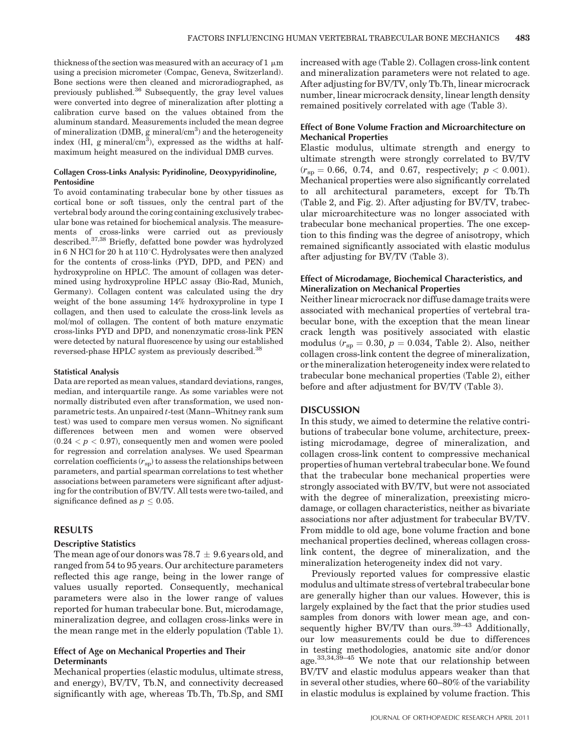thickness of the section was measured with an accuracy of 1 μm using a precision micrometer (Compac, Geneva, Switzerland). Bone sections were then cleaned and microradiographed, as previously published.[36] Subsequently, the gray level values were converted into degree of mineralization after plotting a calibration curve based on the values obtained from the aluminum standard. Measurements included the mean degree of mineralization (DMB, g mineral/cm$^3$) and the heterogeneity index (HI, g mineral/cm$^3$), expressed as the widths at half-maximum height measured on the individual DMB curves.

#### Collagen Cross-Links Analysis: Pyridinoline, Deoxypyridinoline, Pentosidine

To avoid contaminating trabecular bone by other tissues as cortical bone or soft tissues, only the central part of the vertebral body around the coring containing exclusively trabecular bone was retained for biochemical analysis. The measurements of cross-links were carried out as previously described.[37,38] Briefly, defatted bone powder was hydrolyzed in 6 N HCl for 20 h at 110°C. Hydrolysates were then analyzed for the contents of cross-links (PYD, DPD, and PEN) and hydroxyproline on HPLC. The amount of collagen was determined using hydroxyproline HPLC assay (Bio-Rad, Munich, Germany). Collagen content was calculated using the dry weight of the bone assuming 14% hydroxyproline in type I collagen, and then used to calculate the cross-link levels as mol/mol of collagen. The content of both mature enzymatic cross-links PYD and DPD, and nonenzymatic cross-link PEN were detected by natural fluorescence by using our established reversed-phase HPLC system as previously described.[38]

#### Statistical Analysis

Data are reported as mean values, standard deviations, ranges, median, and interquartile range. As some variables were not normally distributed even after transformation, we used nonparametric tests. An unpaired $t$-test (Mann–Whitney rank sum test) was used to compare men versus women. No significant differences between men and women were observed ($0.24 < p < 0.97$), consequently men and women were pooled for regression and correlation analyses. We used Spearman correlation coefficients ($r_{sp}$) to assess the relationships between parameters, and partial spearman correlations to test whether associations between parameters were significant after adjusting for the contribution of BV/TV. All tests were two-tailed, and significance defined as $p \leq 0.05$.

## RESULTS

### Descriptive Statistics

The mean age of our donors was $78.7 \pm 9.6$ years old, and ranged from 54 to 95 years. Our architecture parameters reflected this age range, being in the lower range of values usually reported. Consequently, mechanical parameters were also in the lower range of values reported for human trabecular bone. But, microdamage, mineralization degree, and collagen cross-links were in the mean range met in the elderly population (Table 1).

### Effect of Age on Mechanical Properties and Their Determinants

Mechanical properties (elastic modulus, ultimate stress, and energy), BV/TV, Tb.N, and connectivity decreased significantly with age, whereas Tb.Th, Tb.Sp, and SMI increased with age (Table 2). Collagen cross-link content and mineralization parameters were not related to age. After adjusting for BV/TV, only Tb.Th, linear microcrack number, linear microcrack density, linear length density remained positively correlated with age (Table 3).

### Effect of Bone Volume Fraction and Microarchitecture on Mechanical Properties

Elastic modulus, ultimate strength and energy to ultimate strength were strongly correlated to BV/TV ($r_{sp} = 0.66$, 0.74, and 0.67, respectively; $p < 0.001$). Mechanical properties were also significantly correlated to all architectural parameters, except for Tb.Th (Table 2, and Fig. 2). After adjusting for BV/TV, trabecular microarchitecture was no longer associated with trabecular bone mechanical properties. The one exception to this finding was the degree of anisotropy, which remained significantly associated with elastic modulus after adjusting for BV/TV (Table 3).

### Effect of Microdamage, Biochemical Characteristics, and Mineralization on Mechanical Properties

Neither linear microcrack nor diffuse damage traits were associated with mechanical properties of vertebral trabecular bone, with the exception that the mean linear crack length was positively associated with elastic modulus ($r_{sp} = 0.30$, $p = 0.034$, Table 2). Also, neither collagen cross-link content the degree of mineralization, or the mineralization heterogeneity index were related to trabecular bone mechanical properties (Table 2), either before and after adjustment for BV/TV (Table 3).

## DISCUSSION

In this study, we aimed to determine the relative contributions of trabecular bone volume, architecture, preexisting microdamage, degree of mineralization, and collagen cross-link content to compressive mechanical properties of human vertebral trabecular bone. We found that the trabecular bone mechanical properties were strongly associated with BV/TV, but were not associated with the degree of mineralization, preexisting microdamage, or collagen characteristics, neither as bivariate associations nor after adjustment for trabecular BV/TV. From middle to old age, bone volume fraction and bone mechanical properties declined, whereas collagen cross-link content, the degree of mineralization, and the mineralization heterogeneity index did not vary.

Previously reported values for compressive elastic modulus and ultimate stress of vertebral trabecular bone are generally higher than our values. However, this is largely explained by the fact that the prior studies used samples from donors with lower mean age, and consequently higher BV/TV than ours.[39–43] Additionally, our low measurements could be due to differences in testing methodologies, anatomic site and/or donor age.[33,34,39–45] We note that our relationship between BV/TV and elastic modulus appears weaker than that in several other studies, where 60–80% of the variability in elastic modulus is explained by volume fraction. This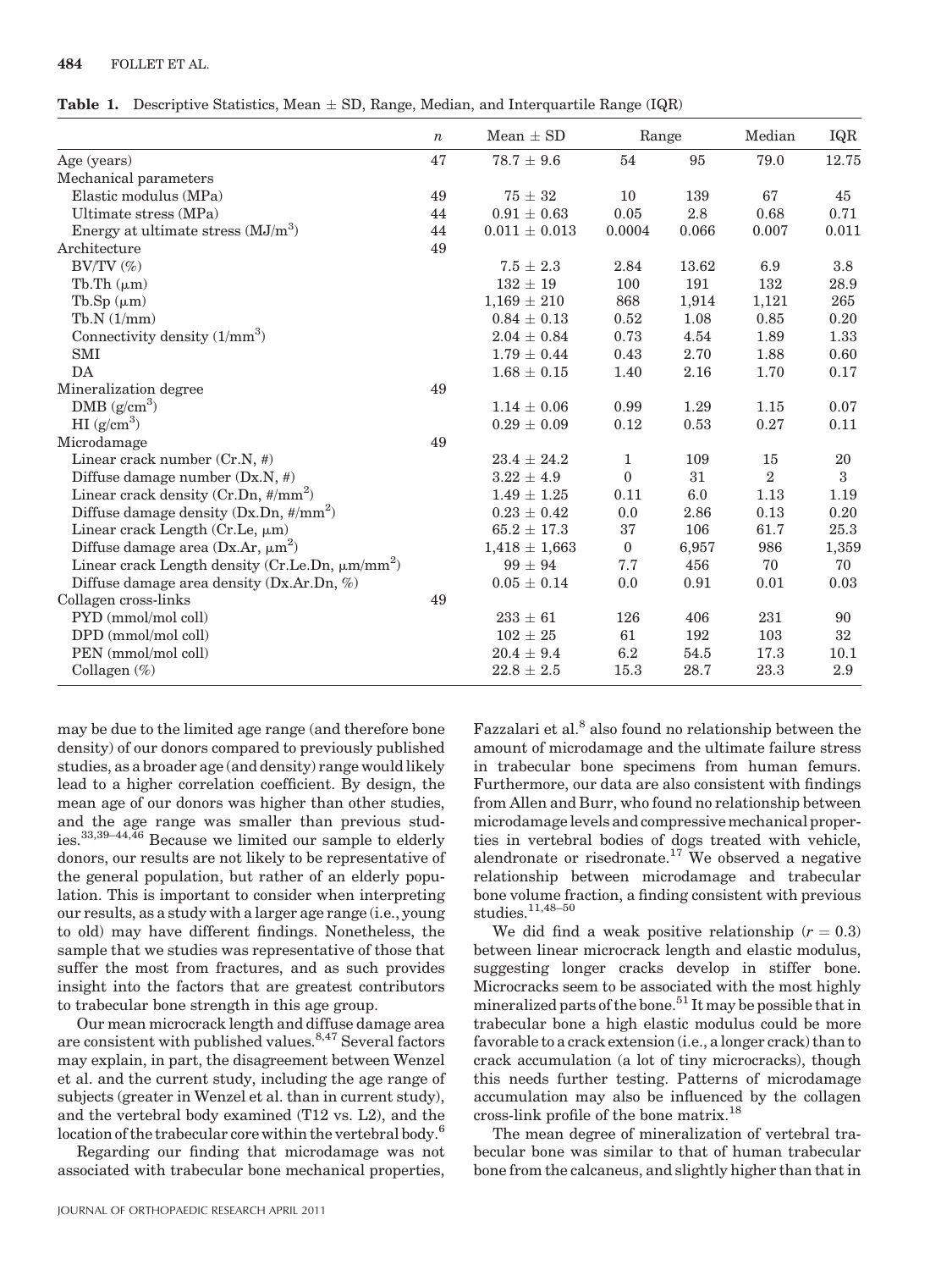**Table 1.** Descriptive Statistics, Mean ± SD, Range, Median, and Interquartile Range (IQR)

| | $n$ | Mean ± SD | Range | | Median | IQR |
|---|---|---|---|---|---|---|
| Age (years) | 47 | 78.7 ± 9.6 | 54 | 95 | 79.0 | 12.75 |
| Mechanical parameters | | | | | | |
| Elastic modulus (MPa) | 49 | 75 ± 32 | 10 | 139 | 67 | 45 |
| Ultimate stress (MPa) | 44 | 0.91 ± 0.63 | 0.05 | 2.8 | 0.68 | 0.71 |
| Energy at ultimate stress (MJ/m$^3$) | 44 | 0.011 ± 0.013 | 0.0004 | 0.066 | 0.007 | 0.011 |
| Architecture | 49 | | | | | |
| BV/TV (%) | | 7.5 ± 2.3 | 2.84 | 13.62 | 6.9 | 3.8 |
| Tb.Th (μm) | | 132 ± 19 | 100 | 191 | 132 | 28.9 |
| Tb.Sp (μm) | | 1,169 ± 210 | 868 | 1,914 | 1,121 | 265 |
| Tb.N (1/mm) | | 0.84 ± 0.13 | 0.52 | 1.08 | 0.85 | 0.20 |
| Connectivity density (1/mm$^3$) | | 2.04 ± 0.84 | 0.73 | 4.54 | 1.89 | 1.33 |
| SMI | | 1.79 ± 0.44 | 0.43 | 2.70 | 1.88 | 0.60 |
| DA | | 1.68 ± 0.15 | 1.40 | 2.16 | 1.70 | 0.17 |
| Mineralization degree | 49 | | | | | |
| DMB (g/cm$^3$) | | 1.14 ± 0.06 | 0.99 | 1.29 | 1.15 | 0.07 |
| HI (g/cm$^3$) | | 0.29 ± 0.09 | 0.12 | 0.53 | 0.27 | 0.11 |
| Microdamage | 49 | | | | | |
| Linear crack number (Cr.N, #) | | 23.4 ± 24.2 | 1 | 109 | 15 | 20 |
| Diffuse damage number (Dx.N, #) | | 3.22 ± 4.9 | 0 | 31 | 2 | 3 |
| Linear crack density (Cr.Dn, #/mm$^2$) | | 1.49 ± 1.25 | 0.11 | 6.0 | 1.13 | 1.19 |
| Diffuse damage density (Dx.Dn, #/mm$^2$) | | 0.23 ± 0.42 | 0.0 | 2.86 | 0.13 | 0.20 |
| Linear crack Length (Cr.Le, μm) | | 65.2 ± 17.3 | 37 | 106 | 61.7 | 25.3 |
| Diffuse damage area (Dx.Ar, μm$^2$) | | 1,418 ± 1,663 | 0 | 6,957 | 986 | 1,359 |
| Linear crack Length density (Cr.Le.Dn, μm/mm$^2$) | | 99 ± 94 | 7.7 | 456 | 70 | 70 |
| Diffuse damage area density (Dx.Ar.Dn, %) | | 0.05 ± 0.14 | 0.0 | 0.91 | 0.01 | 0.03 |
| Collagen cross-links | 49 | | | | | |
| PYD (mmol/mol coll) | | 233 ± 61 | 126 | 406 | 231 | 90 |
| DPD (mmol/mol coll) | | 102 ± 25 | 61 | 192 | 103 | 32 |
| PEN (mmol/mol coll) | | 20.4 ± 9.4 | 6.2 | 54.5 | 17.3 | 10.1 |
| Collagen (%) | | 22.8 ± 2.5 | 15.3 | 28.7 | 23.3 | 2.9 |

may be due to the limited age range (and therefore bone density) of our donors compared to previously published studies, as a broader age (and density) range would likely lead to a higher correlation coefficient. By design, the mean age of our donors was higher than other studies, and the age range was smaller than previous studies.[33,39–44,46] Because we limited our sample to elderly donors, our results are not likely to be representative of the general population, but rather of an elderly population. This is important to consider when interpreting our results, as a study with a larger age range (i.e., young to old) may have different findings. Nonetheless, the sample that we studies was representative of those that suffer the most from fractures, and as such provides insight into the factors that are greatest contributors to trabecular bone strength in this age group.

Our mean microcrack length and diffuse damage area are consistent with published values.[8,47] Several factors may explain, in part, the disagreement between Wenzel et al. and the current study, including the age range of subjects (greater in Wenzel et al. than in current study), and the vertebral body examined (T12 vs. L2), and the location of the trabecular core within the vertebral body.[6]

Regarding our finding that microdamage was not associated with trabecular bone mechanical properties, Fazzalari et al.[8] also found no relationship between the amount of microdamage and the ultimate failure stress in trabecular bone specimens from human femurs. Furthermore, our data are also consistent with findings from Allen and Burr, who found no relationship between microdamage levels and compressive mechanical properties in vertebral bodies of dogs treated with vehicle, alendronate or risedronate.[17] We observed a negative relationship between microdamage and trabecular bone volume fraction, a finding consistent with previous studies.[11,48–50]

We did find a weak positive relationship ($r = 0.3$) between linear microcrack length and elastic modulus, suggesting longer cracks develop in stiffer bone. Microcracks seem to be associated with the most highly mineralized parts of the bone.[51] It may be possible that in trabecular bone a high elastic modulus could be more favorable to a crack extension (i.e., a longer crack) than to crack accumulation (a lot of tiny microcracks), though this needs further testing. Patterns of microdamage accumulation may also be influenced by the collagen cross-link profile of the bone matrix.[18]

The mean degree of mineralization of vertebral trabecular bone was similar to that of human trabecular bone from the calcaneus, and slightly higher than that in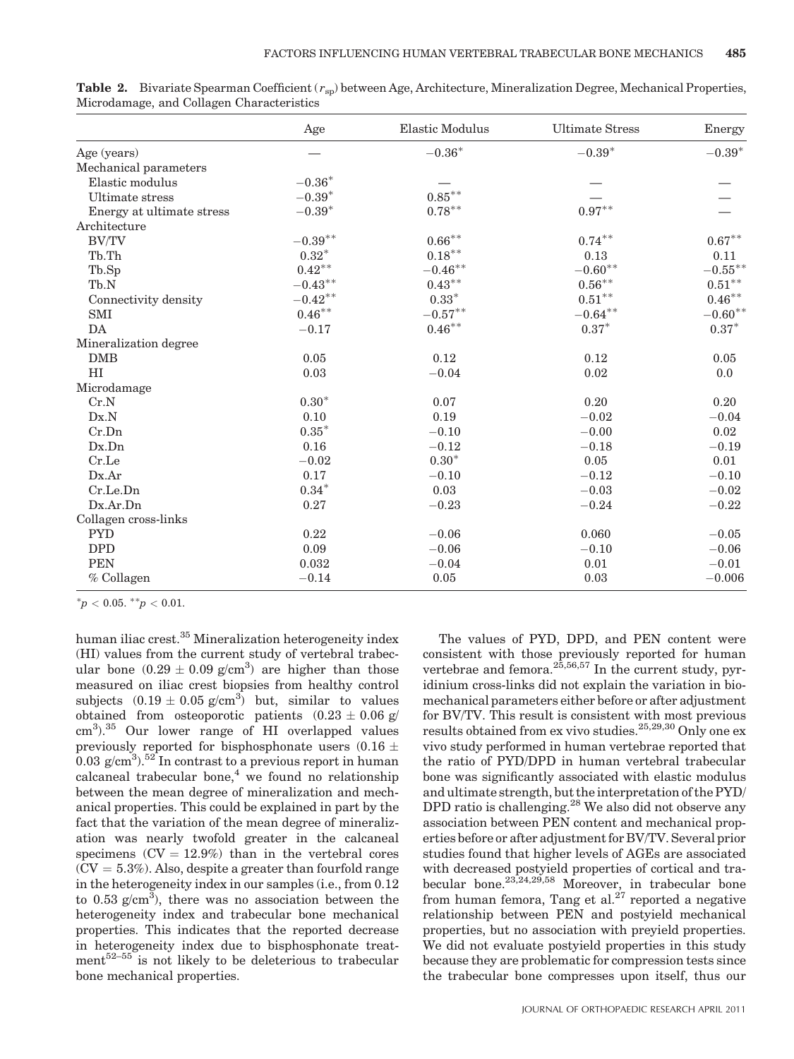**Table 2.** Bivariate Spearman Coefficient ($r_{sp}$) between Age, Architecture, Mineralization Degree, Mechanical Properties, Microdamage, and Collagen Characteristics

| | Age | Elastic Modulus | Ultimate Stress | Energy |
|---|---|---|---|---|
| Age (years) | — | $-0.36^{*}$ | $-0.39^{*}$ | $-0.39^{*}$ |
| Mechanical parameters | | | | |
| Elastic modulus | $-0.36^{*}$ | — | — | — |
| Ultimate stress | $-0.39^{*}$ | $0.85^{**}$ | — | — |
| Energy at ultimate stress | $-0.39^{*}$ | $0.78^{**}$ | $0.97^{**}$ | — |
| Architecture | | | | |
| BV/TV | $-0.39^{**}$ | $0.66^{**}$ | $0.74^{**}$ | $0.67^{**}$ |
| Tb.Th | $0.32^{*}$ | $0.18^{**}$ | 0.13 | 0.11 |
| Tb.Sp | $0.42^{**}$ | $-0.46^{**}$ | $-0.60^{**}$ | $-0.55^{**}$ |
| Tb.N | $-0.43^{**}$ | $0.43^{**}$ | $0.56^{**}$ | $0.51^{**}$ |
| Connectivity density | $-0.42^{**}$ | $0.33^{*}$ | $0.51^{**}$ | $0.46^{**}$ |
| SMI | $0.46^{**}$ | $-0.57^{**}$ | $-0.64^{**}$ | $-0.60^{**}$ |
| DA | $-0.17$ | $0.46^{**}$ | $0.37^{*}$ | $0.37^{*}$ |
| Mineralization degree | | | | |
| DMB | 0.05 | 0.12 | 0.12 | 0.05 |
| HI | 0.03 | $-0.04$ | 0.02 | 0.0 |
| Microdamage | | | | |
| Cr.N | $0.30^{*}$ | 0.07 | 0.20 | 0.20 |
| Dx.N | 0.10 | 0.19 | $-0.02$ | $-0.04$ |
| Cr.Dn | $0.35^{*}$ | $-0.10$ | $-0.00$ | 0.02 |
| Dx.Dn | 0.16 | $-0.12$ | $-0.18$ | $-0.19$ |
| Cr.Le | $-0.02$ | $0.30^{*}$ | 0.05 | 0.01 |
| Dx.Ar | 0.17 | $-0.10$ | $-0.12$ | $-0.10$ |
| Cr.Le.Dn | $0.34^{*}$ | 0.03 | $-0.03$ | $-0.02$ |
| Dx.Ar.Dn | 0.27 | $-0.23$ | $-0.24$ | $-0.22$ |
| Collagen cross-links | | | | |
| PYD | 0.22 | $-0.06$ | 0.060 | $-0.05$ |
| DPD | 0.09 | $-0.06$ | $-0.10$ | $-0.06$ |
| PEN | 0.032 | $-0.04$ | 0.01 | $-0.01$ |
| % Collagen | $-0.14$ | 0.05 | 0.03 | $-0.006$ |

$^{*}p < 0.05$. $^{**}p < 0.01$.

human iliac crest.[35] Mineralization heterogeneity index (HI) values from the current study of vertebral trabecular bone ($0.29 \pm 0.09$ g/cm$^3$) are higher than those measured on iliac crest biopsies from healthy control subjects ($0.19 \pm 0.05$ g/cm$^3$) but, similar to values obtained from osteoporotic patients ($0.23 \pm 0.06$ g/cm$^3$).[35] Our lower range of HI overlapped values previously reported for bisphosphonate users ($0.16 \pm 0.03$ g/cm$^3$).[52] In contrast to a previous report in human calcaneal trabecular bone,[4] we found no relationship between the mean degree of mineralization and mechanical properties. This could be explained in part by the fact that the variation of the mean degree of mineralization was nearly twofold greater in the calcaneal specimens (CV = 12.9%) than in the vertebral cores (CV = 5.3%). Also, despite a greater than fourfold range in the heterogeneity index in our samples (i.e., from 0.12 to 0.53 g/cm$^3$), there was no association between the heterogeneity index and trabecular bone mechanical properties. This indicates that the reported decrease in heterogeneity index due to bisphosphonate treatment[52–55] is not likely to be deleterious to trabecular bone mechanical properties.

The values of PYD, DPD, and PEN content were consistent with those previously reported for human vertebrae and femora.[25,56,57] In the current study, pyridinium cross-links did not explain the variation in biomechanical parameters either before or after adjustment for BV/TV. This result is consistent with most previous results obtained from ex vivo studies.[25,29,30] Only one ex vivo study performed in human vertebrae reported that the ratio of PYD/DPD in human vertebral trabecular bone was significantly associated with elastic modulus and ultimate strength, but the interpretation of the PYD/DPD ratio is challenging.[28] We also did not observe any association between PEN content and mechanical properties before or after adjustment for BV/TV. Several prior studies found that higher levels of AGEs are associated with decreased postyield properties of cortical and trabecular bone.[23,24,29,58] Moreover, in trabecular bone from human femora, Tang et al.[27] reported a negative relationship between PEN and postyield mechanical properties, but no association with preyield properties. We did not evaluate postyield properties in this study because they are problematic for compression tests since the trabecular bone compresses upon itself, thus our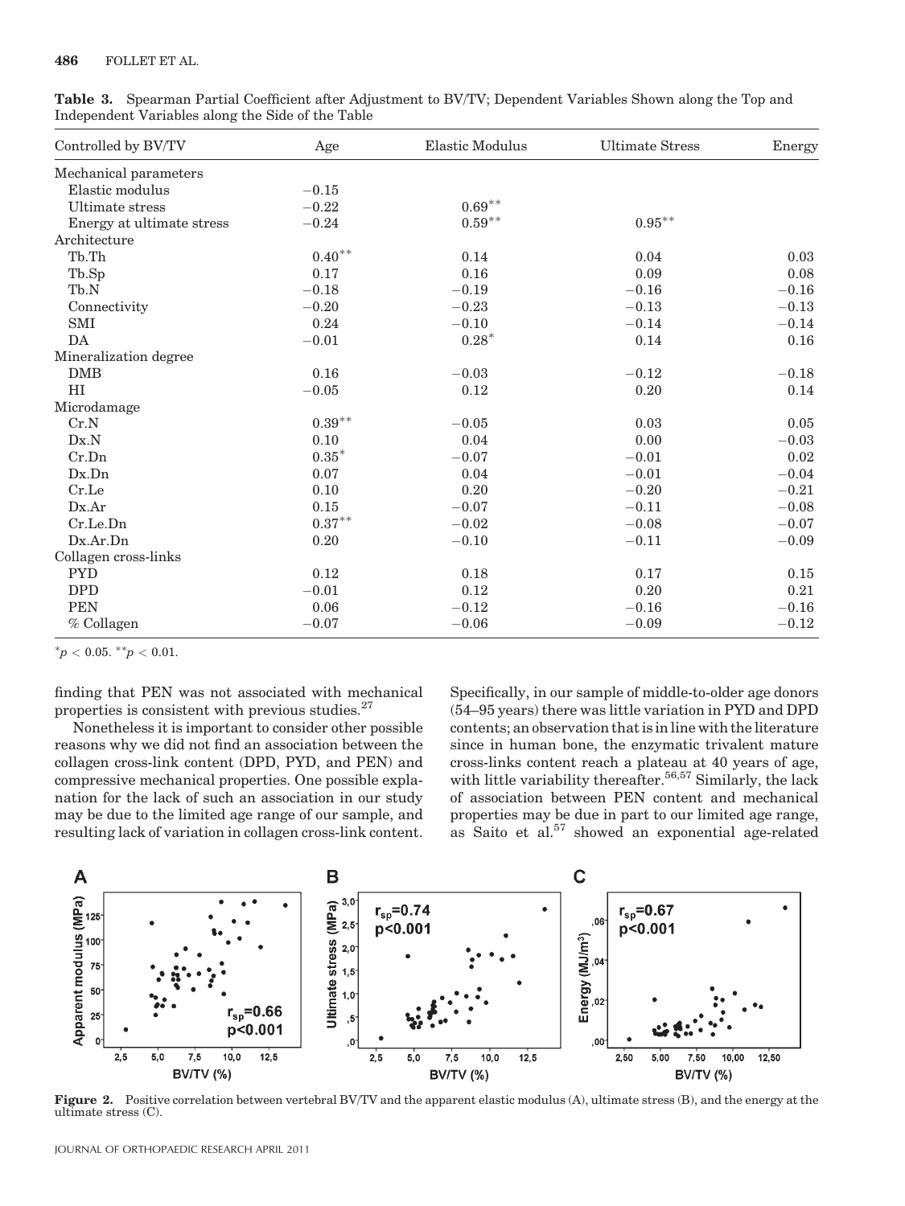**Table 3.** Spearman Partial Coefficient after Adjustment to BV/TV; Dependent Variables Shown along the Top and Independent Variables along the Side of the Table

| Controlled by BV/TV | Age | Elastic Modulus | Ultimate Stress | Energy |
|---|---|---|---|---|
| Mechanical parameters | | | | |
| Elastic modulus | −0.15 | | | |
| Ultimate stress | −0.22 | 0.69** | | |
| Energy at ultimate stress | −0.24 | 0.59** | 0.95** | |
| Architecture | | | | |
| Tb.Th | 0.40** | 0.14 | 0.04 | 0.03 |
| Tb.Sp | 0.17 | 0.16 | 0.09 | 0.08 |
| Tb.N | −0.18 | −0.19 | −0.16 | −0.16 |
| Connectivity | −0.20 | −0.23 | −0.13 | −0.13 |
| SMI | 0.24 | −0.10 | −0.14 | −0.14 |
| DA | −0.01 | 0.28* | 0.14 | 0.16 |
| Mineralization degree | | | | |
| DMB | 0.16 | −0.03 | −0.12 | −0.18 |
| HI | −0.05 | 0.12 | 0.20 | 0.14 |
| Microdamage | | | | |
| Cr.N | 0.39** | −0.05 | 0.03 | 0.05 |
| Dx.N | 0.10 | 0.04 | 0.00 | −0.03 |
| Cr.Dn | 0.35* | −0.07 | −0.01 | 0.02 |
| Dx.Dn | 0.07 | 0.04 | −0.01 | −0.04 |
| Cr.Le | 0.10 | 0.20 | −0.20 | −0.21 |
| Dx.Ar | 0.15 | −0.07 | −0.11 | −0.08 |
| Cr.Le.Dn | 0.37** | −0.02 | −0.08 | −0.07 |
| Dx.Ar.Dn | 0.20 | −0.10 | −0.11 | −0.09 |
| Collagen cross-links | | | | |
| PYD | 0.12 | 0.18 | 0.17 | 0.15 |
| DPD | −0.01 | 0.12 | 0.20 | 0.21 |
| PEN | 0.06 | −0.12 | −0.16 | −0.16 |
| % Collagen | −0.07 | −0.06 | −0.09 | −0.12 |

*$p < 0.05$. **$p < 0.01$.

finding that PEN was not associated with mechanical properties is consistent with previous studies.[27]

Nonetheless it is important to consider other possible reasons why we did not find an association between the collagen cross-link content (DPD, PYD, and PEN) and compressive mechanical properties. One possible explanation for the lack of such an association in our study may be due to the limited age range of our sample, and resulting lack of variation in collagen cross-link content. Specifically, in our sample of middle-to-older age donors (54–95 years) there was little variation in PYD and DPD contents; an observation that is in line with the literature since in human bone, the enzymatic trivalent mature cross-links content reach a plateau at 40 years of age, with little variability thereafter.[56,57] Similarly, the lack of association between PEN content and mechanical properties may be due in part to our limited age range, as Saito et al.[57] showed an exponential age-related

**Figure 2.** Positive correlation between vertebral BV/TV and the apparent elastic modulus (A), ultimate stress (B), and the energy at the ultimate stress (C).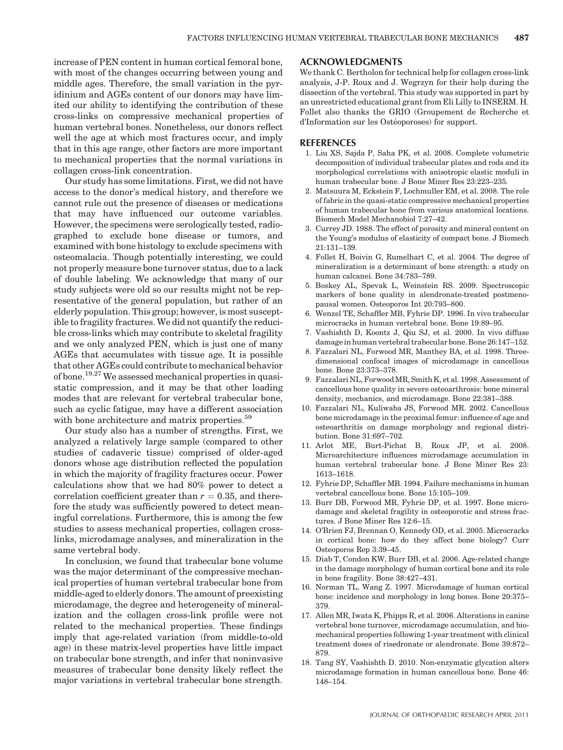increase of PEN content in human cortical femoral bone, with most of the changes occurring between young and middle ages. Therefore, the small variation in the pyridinium and AGEs content of our donors may have limited our ability to identifying the contribution of these cross-links on compressive mechanical properties of human vertebral bones. Nonetheless, our donors reflect well the age at which most fractures occur, and imply that in this age range, other factors are more important to mechanical properties that the normal variations in collagen cross-link concentration.

Our study has some limitations. First, we did not have access to the donor's medical history, and therefore we cannot rule out the presence of diseases or medications that may have influenced our outcome variables. However, the specimens were serologically tested, radiographed to exclude bone disease or tumors, and examined with bone histology to exclude specimens with osteomalacia. Though potentially interesting, we could not properly measure bone turnover status, due to a lack of double labeling. We acknowledge that many of our study subjects were old so our results might not be representative of the general population, but rather of an elderly population. This group; however, is most susceptible to fragility fractures. We did not quantify the reducible cross-links which may contribute to skeletal fragility and we only analyzed PEN, which is just one of many AGEs that accumulates with tissue age. It is possible that other AGEs could contribute to mechanical behavior of bone.[19,27] We assessed mechanical properties in quasi-static compression, and it may be that other loading modes that are relevant for vertebral trabecular bone, such as cyclic fatigue, may have a different association with bone architecture and matrix properties.[59]

Our study also has a number of strengths. First, we analyzed a relatively large sample (compared to other studies of cadaveric tissue) comprised of older-aged donors whose age distribution reflected the population in which the majority of fragility fractures occur. Power calculations show that we had 80% power to detect a correlation coefficient greater than $r = 0.35$, and therefore the study was sufficiently powered to detect meaningful correlations. Furthermore, this is among the few studies to assess mechanical properties, collagen cross-links, microdamage analyses, and mineralization in the same vertebral body.

In conclusion, we found that trabecular bone volume was the major determinant of the compressive mechanical properties of human vertebral trabecular bone from middle-aged to elderly donors. The amount of preexisting microdamage, the degree and heterogeneity of mineralization and the collagen cross-link profile were not related to the mechanical properties. These findings imply that age-related variation (from middle-to-old age) in these matrix-level properties have little impact on trabecular bone strength, and infer that noninvasive measures of trabecular bone density likely reflect the major variations in vertebral trabecular bone strength.

## ACKNOWLEDGMENTS

We thank C. Bertholon for technical help for collagen cross-link analysis, J-P. Roux and J. Wegrzyn for their help during the dissection of the vertebral. This study was supported in part by an unrestricted educational grant from Eli Lilly to INSERM. H. Follet also thanks the GRIO (Groupement de Recherche et d'Information sur les Ostéoporoses) for support.

## REFERENCES

1. Liu XS, Sajda P, Saha PK, et al. 2008. Complete volumetric decomposition of individual trabecular plates and rods and its morphological correlations with anisotropic elastic moduli in human trabecular bone. J Bone Miner Res 23:223–235.
2. Matsuura M, Eckstein F, Lochmuller EM, et al. 2008. The role of fabric in the quasi-static compressive mechanical properties of human trabecular bone from various anatomical locations. Biomech Model Mechanobiol 7:27–42.
3. Currey JD. 1988. The effect of porosity and mineral content on the Young's modulus of elasticity of compact bone. J Biomech 21:131–139.
4. Follet H, Boivin G, Rumelhart C, et al. 2004. The degree of mineralization is a determinant of bone strength: a study on human calcanei. Bone 34:783–789.
5. Boskey AL, Spevak L, Weinstein RS. 2009. Spectroscopic markers of bone quality in alendronate-treated postmenopausal women. Osteoporos Int 20:793–800.
6. Wenzel TE, Schaffler MB, Fyhrie DP. 1996. In vivo trabecular microcracks in human vertebral bone. Bone 19:89–95.
7. Vashishth D, Koontz J, Qiu SJ, et al. 2000. In vivo diffuse damage in human vertebral trabecular bone. Bone 26:147–152.
8. Fazzalari NL, Forwood MR, Manthey BA, et al. 1998. Three-dimensional confocal images of microdamage in cancellous bone. Bone 23:373–378.
9. Fazzalari NL, Forwood MR, Smith K, et al. 1998. Assessment of cancellous bone quality in severe osteoarthrosis: bone mineral density, mechanics, and microdamage. Bone 22:381–388.
10. Fazzalari NL, Kuliwaba JS, Forwood MR. 2002. Cancellous bone microdamage in the proximal femur: influence of age and osteoarthritis on damage morphology and regional distribution. Bone 31:697–702.
11. Arlot ME, Burt-Pichat B, Roux JP, et al. 2008. Microarchitecture influences microdamage accumulation in human vertebral trabecular bone. J Bone Miner Res 23: 1613–1618.
12. Fyhrie DP, Schaffler MB. 1994. Failure mechanisms in human vertebral cancellous bone. Bone 15:105–109.
13. Burr DB, Forwood MR, Fyhrie DP, et al. 1997. Bone microdamage and skeletal fragility in osteoporotic and stress fractures. J Bone Miner Res 12:6–15.
14. O'Brien FJ, Brennan O, Kennedy OD, et al. 2005. Microcracks in cortical bone: how do they affect bone biology? Curr Osteoporos Rep 3:39–45.
15. Diab T, Condon KW, Burr DB, et al. 2006. Age-related change in the damage morphology of human cortical bone and its role in bone fragility. Bone 38:427–431.
16. Norman TL, Wang Z. 1997. Microdamage of human cortical bone: incidence and morphology in long bones. Bone 20:375–379.
17. Allen MR, Iwata K, Phipps R, et al. 2006. Alterations in canine vertebral bone turnover, microdamage accumulation, and biomechanical properties following 1-year treatment with clinical treatment doses of risedronate or alendronate. Bone 39:872–879.
18. Tang SY, Vashishth D. 2010. Non-enzymatic glycation alters microdamage formation in human cancellous bone. Bone 46: 148–154.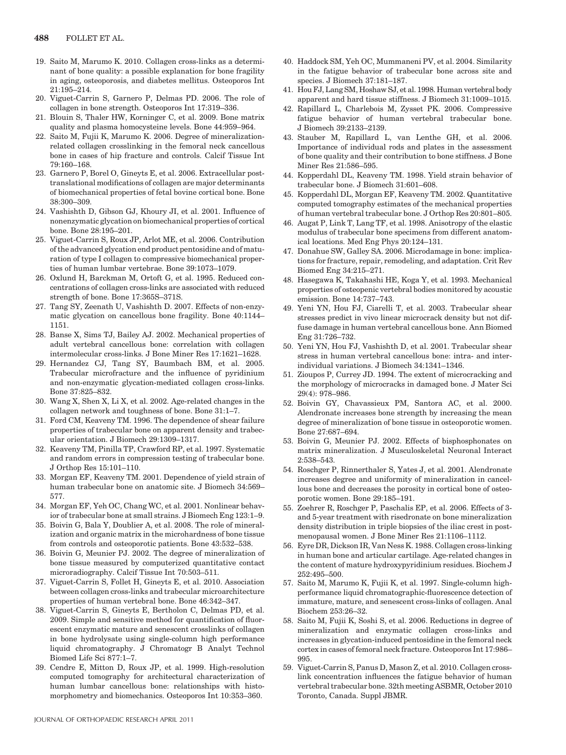19. Saito M, Marumo K. 2010. Collagen cross-links as a determinant of bone quality: a possible explanation for bone fragility in aging, osteoporosis, and diabetes mellitus. Osteoporos Int 21:195–214.
20. Viguet-Carrin S, Garnero P, Delmas PD. 2006. The role of collagen in bone strength. Osteoporos Int 17:319–336.
21. Blouin S, Thaler HW, Korninger C, et al. 2009. Bone matrix quality and plasma homocysteine levels. Bone 44:959–964.
22. Saito M, Fujii K, Marumo K. 2006. Degree of mineralization-related collagen crosslinking in the femoral neck cancellous bone in cases of hip fracture and controls. Calcif Tissue Int 79:160–168.
23. Garnero P, Borel O, Gineyts E, et al. 2006. Extracellular post-translational modifications of collagen are major determinants of biomechanical properties of fetal bovine cortical bone. Bone 38:300–309.
24. Vashishth D, Gibson GJ, Khoury JI, et al. 2001. Influence of nonenzymatic glycation on biomechanical properties of cortical bone. Bone 28:195–201.
25. Viguet-Carrin S, Roux JP, Arlot ME, et al. 2006. Contribution of the advanced glycation end product pentosidine and of maturation of type I collagen to compressive biomechanical properties of human lumbar vertebrae. Bone 39:1073–1079.
26. Oxlund H, Barckman M, Ortoft G, et al. 1995. Reduced concentrations of collagen cross-links are associated with reduced strength of bone. Bone 17:365S–371S.
27. Tang SY, Zeenath U, Vashishth D. 2007. Effects of non-enzymatic glycation on cancellous bone fragility. Bone 40:1144–1151.
28. Banse X, Sims TJ, Bailey AJ. 2002. Mechanical properties of adult vertebral cancellous bone: correlation with collagen intermolecular cross-links. J Bone Miner Res 17:1621–1628.
29. Hernandez CJ, Tang SY, Baumbach BM, et al. 2005. Trabecular microfracture and the influence of pyridinium and non-enzymatic glycation-mediated collagen cross-links. Bone 37:825–832.
30. Wang X, Shen X, Li X, et al. 2002. Age-related changes in the collagen network and toughness of bone. Bone 31:1–7.
31. Ford CM, Keaveny TM. 1996. The dependence of shear failure properties of trabecular bone on apparent density and trabecular orientation. J Biomech 29:1309–1317.
32. Keaveny TM, Pinilla TP, Crawford RP, et al. 1997. Systematic and random errors in compression testing of trabecular bone. J Orthop Res 15:101–110.
33. Morgan EF, Keaveny TM. 2001. Dependence of yield strain of human trabecular bone on anatomic site. J Biomech 34:569–577.
34. Morgan EF, Yeh OC, Chang WC, et al. 2001. Nonlinear behavior of trabecular bone at small strains. J Biomech Eng 123:1–9.
35. Boivin G, Bala Y, Doublier A, et al. 2008. The role of mineralization and organic matrix in the microhardness of bone tissue from controls and osteoporotic patients. Bone 43:532–538.
36. Boivin G, Meunier PJ. 2002. The degree of mineralization of bone tissue measured by computerized quantitative contact microradiography. Calcif Tissue Int 70:503–511.
37. Viguet-Carrin S, Follet H, Gineyts E, et al. 2010. Association between collagen cross-links and trabecular microarchitecture properties of human vertebral bone. Bone 46:342–347.
38. Viguet-Carrin S, Gineyts E, Bertholon C, Delmas PD, et al. 2009. Simple and sensitive method for quantification of fluorescent enzymatic mature and senescent crosslinks of collagen in bone hydrolysate using single-column high performance liquid chromatography. J Chromatogr B Analyt Technol Biomed Life Sci 877:1–7.
39. Cendre E, Mitton D, Roux JP, et al. 1999. High-resolution computed tomography for architectural characterization of human lumbar cancellous bone: relationships with histomorphometry and biomechanics. Osteoporos Int 10:353–360.
40. Haddock SM, Yeh OC, Mummaneni PV, et al. 2004. Similarity in the fatigue behavior of trabecular bone across site and species. J Biomech 37:181–187.
41. Hou FJ, Lang SM, Hoshaw SJ, et al. 1998. Human vertebral body apparent and hard tissue stiffness. J Biomech 31:1009–1015.
42. Rapillard L, Charlebois M, Zysset PK. 2006. Compressive fatigue behavior of human vertebral trabecular bone. J Biomech 39:2133–2139.
43. Stauber M, Rapillard L, van Lenthe GH, et al. 2006. Importance of individual rods and plates in the assessment of bone quality and their contribution to bone stiffness. J Bone Miner Res 21:586–595.
44. Kopperdahl DL, Keaveny TM. 1998. Yield strain behavior of trabecular bone. J Biomech 31:601–608.
45. Kopperdahl DL, Morgan EF, Keaveny TM. 2002. Quantitative computed tomography estimates of the mechanical properties of human vertebral trabecular bone. J Orthop Res 20:801–805.
46. Augat P, Link T, Lang TF, et al. 1998. Anisotropy of the elastic modulus of trabecular bone specimens from different anatomical locations. Med Eng Phys 20:124–131.
47. Donahue SW, Galley SA. 2006. Microdamage in bone: implications for fracture, repair, remodeling, and adaptation. Crit Rev Biomed Eng 34:215–271.
48. Hasegawa K, Takahashi HE, Koga Y, et al. 1993. Mechanical properties of osteopenic vertebral bodies monitored by acoustic emission. Bone 14:737–743.
49. Yeni YN, Hou FJ, Ciarelli T, et al. 2003. Trabecular shear stresses predict in vivo linear microcrack density but not diffuse damage in human vertebral cancellous bone. Ann Biomed Eng 31:726–732.
50. Yeni YN, Hou FJ, Vashishth D, et al. 2001. Trabecular shear stress in human vertebral cancellous bone: intra- and inter-individual variations. J Biomech 34:1341–1346.
51. Zioupos P, Currey JD. 1994. The extent of microcracking and the morphology of microcracks in damaged bone. J Mater Sci 29(4): 978–986.
52. Boivin GY, Chavassieux PM, Santora AC, et al. 2000. Alendronate increases bone strength by increasing the mean degree of mineralization of bone tissue in osteoporotic women. Bone 27:687–694.
53. Boivin G, Meunier PJ. 2002. Effects of bisphosphonates on matrix mineralization. J Musculoskeletal Neuronal Interact 2:538–543.
54. Roschger P, Rinnerthaler S, Yates J, et al. 2001. Alendronate increases degree and uniformity of mineralization in cancellous bone and decreases the porosity in cortical bone of osteoporotic women. Bone 29:185–191.
55. Zoehrer R, Roschger P, Paschalis EP, et al. 2006. Effects of 3- and 5-year treatment with risedronate on bone mineralization density distribution in triple biopsies of the iliac crest in postmenopausal women. J Bone Miner Res 21:1106–1112.
56. Eyre DR, Dickson IR, Van Ness K. 1988. Collagen cross-linking in human bone and articular cartilage. Age-related changes in the content of mature hydroxypyridinium residues. Biochem J 252:495–500.
57. Saito M, Marumo K, Fujii K, et al. 1997. Single-column high-performance liquid chromatographic-fluorescence detection of immature, mature, and senescent cross-links of collagen. Anal Biochem 253:26–32.
58. Saito M, Fujii K, Soshi S, et al. 2006. Reductions in degree of mineralization and enzymatic collagen cross-links and increases in glycation-induced pentosidine in the femoral neck cortex in cases of femoral neck fracture. Osteoporos Int 17:986–995.
59. Viguet-Carrin S, Panus D, Mason Z, et al. 2010. Collagen cross-link concentration influences the fatigue behavior of human vertebral trabecular bone. 32th meeting ASBMR, October 2010 Toronto, Canada. Suppl JBMR.